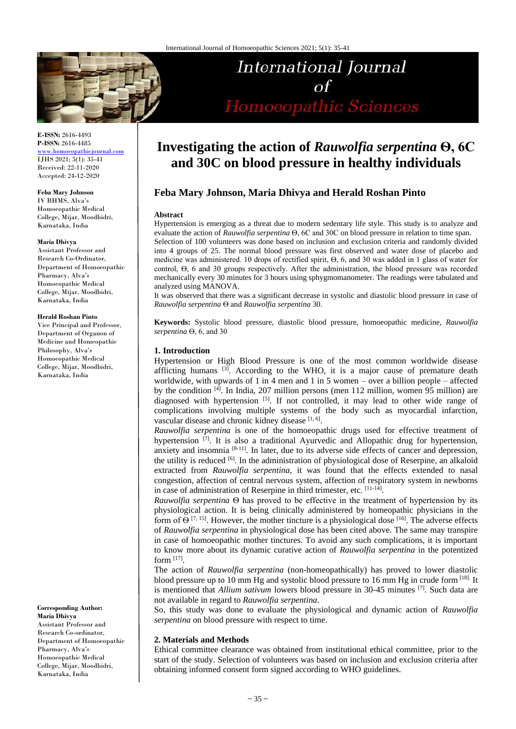# Investigating the action of *Rauwolfia serpentina* Θ, 6C and 30C on blood pressure in healthy individuals

## Feba Mary Johnson, Maria Dhivya and Herald Roshan Pinto

**E-ISSN:** 2616-4493
**P-ISSN:** 2616-4485
www.homoeopathicjournal.com
IJHS 2021; 5(1): 35-41
Received: 22-11-2020
Accepted: 24-12-2020

**Feba Mary Johnson**
IV BHMS, Alva's Homoeopathic Medical College, Mijar, Moodbidri, Karnataka, India

**Maria Dhivya**
Assistant Professor and Research Co-Ordinator, Department of Homoeopathic Pharmacy, Alva's Homoeopathic Medical College, Mijar, Moodbidri, Karnataka, India

**Herald Roshan Pinto**
Vice Principal and Professor, Department of Organon of Medicine and Homeopathic Philosophy, Alva's Homoeopathic Medical College, Mijar, Moodbidri, Karnataka, India

**Corresponding Author:**
**Maria Dhivya**
Assistant Professor and Research Co-ordinator, Department of Homoeopathic Pharmacy, Alva's Homoeopathic Medical College, Mijar, Moodbidri, Karnataka, India

**Abstract**

Hypertension is emerging as a threat due to modern sedentary life style. This study is to analyze and evaluate the action of *Rauwolfia serpentina* Θ, 6C and 30C on blood pressure in relation to time span.

Selection of 100 volunteers was done based on inclusion and exclusion criteria and randomly divided into 4 groups of 25. The normal blood pressure was first observed and water dose of placebo and medicine was administered. 10 drops of rectified spirit, Θ, 6, and 30 was added in 1 glass of water for control, Θ, 6 and 30 groups respectively. After the administration, the blood pressure was recorded mechanically every 30 minutes for 3 hours using sphygmomanometer. The readings were tabulated and analyzed using MANOVA.

It was observed that there was a significant decrease in systolic and diastolic blood pressure in case of *Rauwolfia serpentina* Θ and *Rauwolfia serpentina* 30.

**Keywords:** Systolic blood pressure, diastolic blood pressure, homoeopathic medicine, *Rauwolfia serpentina* Θ, 6, and 30

### 1. Introduction

Hypertension or High Blood Pressure is one of the most common worldwide disease afflicting humans [3]. According to the WHO, it is a major cause of premature death worldwide, with upwards of 1 in 4 men and 1 in 5 women – over a billion people – affected by the condition [4]. In India, 207 million persons (men 112 million, women 95 million) are diagnosed with hypertension [5]. If not controlled, it may lead to other wide range of complications involving multiple systems of the body such as myocardial infarction, vascular disease and chronic kidney disease [1, 6].

*Rauwolfia serpentina* is one of the homoeopathic drugs used for effective treatment of hypertension [7]. It is also a traditional Ayurvedic and Allopathic drug for hypertension, anxiety and insomnia [8-11]. In later, due to its adverse side effects of cancer and depression, the utility is reduced [6]. In the administration of physiological dose of Reserpine, an alkaloid extracted from *Rauwolfia serpentina,* it was found that the effects extended to nasal congestion, affection of central nervous system, affection of respiratory system in newborns in case of administration of Reserpine in third trimester, etc. [11-14].

*Rauwolfia serpentina* Θ has proved to be effective in the treatment of hypertension by its physiological action. It is being clinically administered by homeopathic physicians in the form of Θ [7, 15]. However, the mother tincture is a physiological dose [16]. The adverse effects of *Rauwolfia serpentina* in physiological dose has been cited above. The same may transpire in case of homoeopathic mother tinctures. To avoid any such complications, it is important to know more about its dynamic curative action of *Rauwolfia serpentina* in the potentized form [17].

The action of *Rauwolfia serpentina* (non-homeopathically) has proved to lower diastolic blood pressure up to 10 mm Hg and systolic blood pressure to 16 mm Hg in crude form [18]. It is mentioned that *Allium sativum* lowers blood pressure in 30-45 minutes [7]. Such data are not available in regard to *Rauwolfia serpentina*.

So, this study was done to evaluate the physiological and dynamic action of *Rauwolfia serpentina* on blood pressure with respect to time.

### 2. Materials and Methods

Ethical committee clearance was obtained from institutional ethical committee, prior to the start of the study. Selection of volunteers was based on inclusion and exclusion criteria after obtaining informed consent form signed according to WHO guidelines.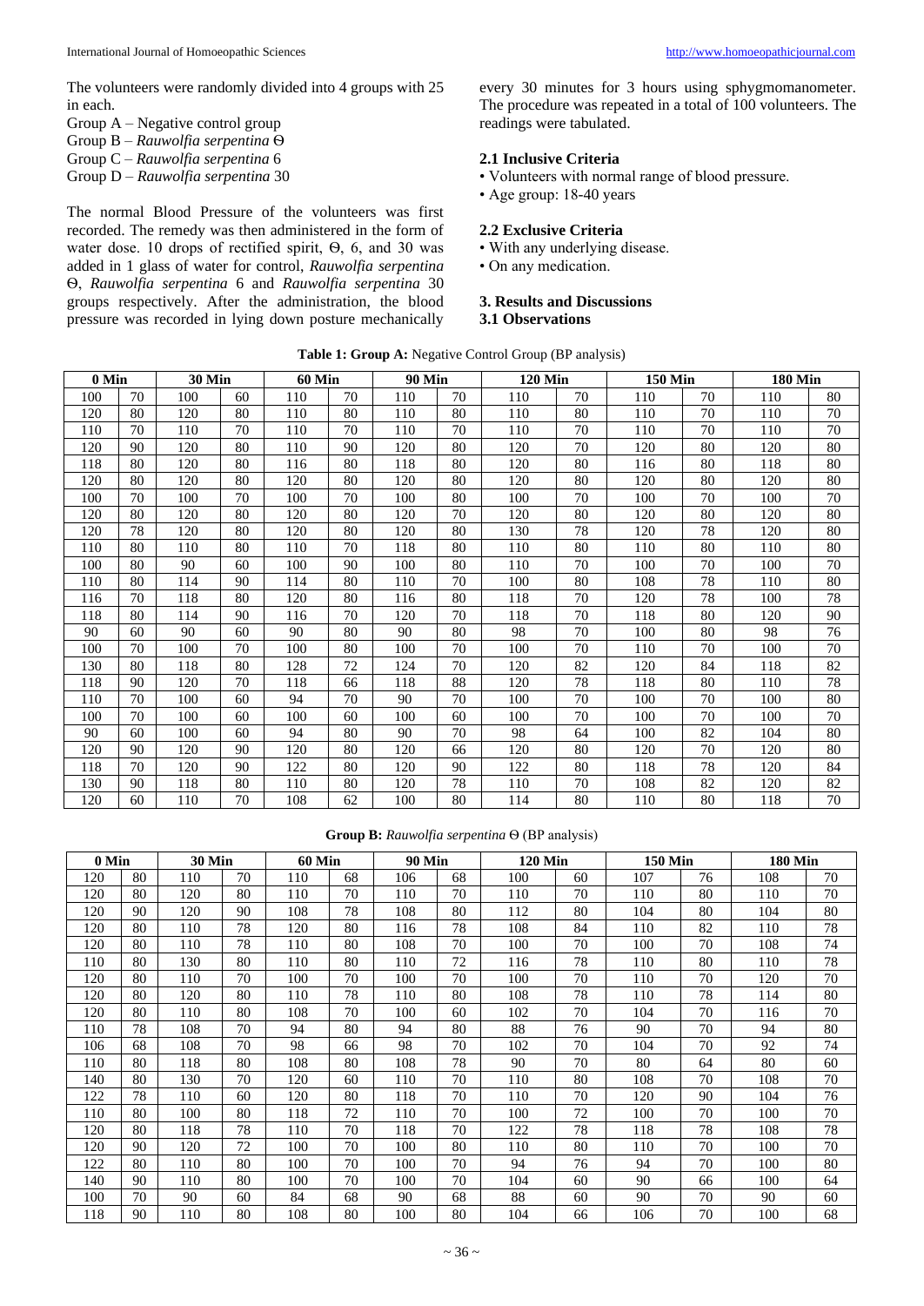The volunteers were randomly divided into 4 groups with 25 in each.

Group A – Negative control group
Group B – *Rauwolfia serpentina* Θ
Group C – *Rauwolfia serpentina* 6
Group D – *Rauwolfia serpentina* 30

The normal Blood Pressure of the volunteers was first recorded. The remedy was then administered in the form of water dose. 10 drops of rectified spirit, Θ, 6, and 30 was added in 1 glass of water for control, *Rauwolfia serpentina* Θ, *Rauwolfia serpentina* 6 and *Rauwolfia serpentina* 30 groups respectively. After the administration, the blood pressure was recorded in lying down posture mechanically every 30 minutes for 3 hours using sphygmomanometer. The procedure was repeated in a total of 100 volunteers. The readings were tabulated.

### 2.1 Inclusive Criteria

- Volunteers with normal range of blood pressure.
- Age group: 18-40 years

### 2.2 Exclusive Criteria

- With any underlying disease.
- On any medication.

## 3. Results and Discussions

### 3.1 Observations

**Table 1: Group A:** Negative Control Group (BP analysis)

| 0 Min | | 30 Min | | 60 Min | | 90 Min | | 120 Min | | 150 Min | | 180 Min | |
|---|---|---|---|---|---|---|---|---|---|---|---|---|---|
| 100 | 70 | 100 | 60 | 110 | 70 | 110 | 70 | 110 | 70 | 110 | 70 | 110 | 80 |
| 120 | 80 | 120 | 80 | 110 | 80 | 110 | 80 | 110 | 80 | 110 | 70 | 110 | 70 |
| 110 | 70 | 110 | 70 | 110 | 70 | 110 | 70 | 110 | 70 | 110 | 70 | 110 | 70 |
| 120 | 90 | 120 | 80 | 110 | 90 | 120 | 80 | 120 | 70 | 120 | 80 | 120 | 80 |
| 118 | 80 | 120 | 80 | 116 | 80 | 118 | 80 | 120 | 80 | 116 | 80 | 118 | 80 |
| 120 | 80 | 120 | 80 | 120 | 80 | 120 | 80 | 120 | 80 | 120 | 80 | 120 | 80 |
| 100 | 70 | 100 | 70 | 100 | 70 | 100 | 80 | 100 | 70 | 100 | 70 | 100 | 70 |
| 120 | 80 | 120 | 80 | 120 | 80 | 120 | 70 | 120 | 80 | 120 | 80 | 120 | 80 |
| 120 | 78 | 120 | 80 | 120 | 80 | 120 | 80 | 130 | 78 | 120 | 78 | 120 | 80 |
| 110 | 80 | 110 | 80 | 110 | 70 | 118 | 80 | 110 | 80 | 110 | 80 | 110 | 80 |
| 100 | 80 | 90 | 60 | 100 | 90 | 100 | 80 | 110 | 70 | 100 | 70 | 100 | 70 |
| 110 | 80 | 114 | 90 | 114 | 80 | 110 | 70 | 100 | 80 | 108 | 78 | 110 | 80 |
| 116 | 70 | 118 | 80 | 120 | 80 | 116 | 80 | 118 | 70 | 120 | 78 | 100 | 78 |
| 118 | 80 | 114 | 90 | 116 | 70 | 120 | 70 | 118 | 70 | 118 | 80 | 120 | 90 |
| 90 | 60 | 90 | 60 | 90 | 80 | 90 | 80 | 98 | 70 | 100 | 80 | 98 | 76 |
| 100 | 70 | 100 | 70 | 100 | 80 | 100 | 70 | 100 | 70 | 110 | 70 | 100 | 70 |
| 130 | 80 | 118 | 80 | 128 | 72 | 124 | 70 | 120 | 82 | 120 | 84 | 118 | 82 |
| 118 | 90 | 120 | 70 | 118 | 66 | 118 | 88 | 120 | 78 | 118 | 80 | 110 | 78 |
| 110 | 70 | 100 | 60 | 94 | 70 | 90 | 70 | 100 | 70 | 100 | 70 | 100 | 80 |
| 100 | 70 | 100 | 60 | 100 | 60 | 100 | 60 | 100 | 70 | 100 | 70 | 100 | 70 |
| 90 | 60 | 100 | 60 | 94 | 80 | 90 | 70 | 98 | 64 | 100 | 82 | 104 | 80 |
| 120 | 90 | 120 | 90 | 120 | 80 | 120 | 66 | 120 | 80 | 120 | 70 | 120 | 80 |
| 118 | 70 | 120 | 90 | 122 | 80 | 120 | 90 | 122 | 80 | 118 | 78 | 120 | 84 |
| 130 | 90 | 118 | 80 | 110 | 80 | 120 | 78 | 110 | 70 | 108 | 82 | 120 | 82 |
| 120 | 60 | 110 | 70 | 108 | 62 | 100 | 80 | 114 | 80 | 110 | 80 | 118 | 70 |

**Group B:** *Rauwolfia serpentina* Θ (BP analysis)

| 0 Min | | 30 Min | | 60 Min | | 90 Min | | 120 Min | | 150 Min | | 180 Min | |
|---|---|---|---|---|---|---|---|---|---|---|---|---|---|
| 120 | 80 | 110 | 70 | 110 | 68 | 106 | 68 | 100 | 60 | 107 | 76 | 108 | 70 |
| 120 | 80 | 120 | 80 | 110 | 70 | 110 | 70 | 110 | 70 | 110 | 80 | 110 | 70 |
| 120 | 90 | 120 | 90 | 108 | 78 | 108 | 80 | 112 | 80 | 104 | 80 | 104 | 80 |
| 120 | 80 | 110 | 78 | 120 | 80 | 116 | 78 | 108 | 84 | 110 | 82 | 110 | 78 |
| 120 | 80 | 110 | 78 | 110 | 80 | 108 | 70 | 100 | 70 | 100 | 70 | 108 | 74 |
| 110 | 80 | 130 | 80 | 110 | 80 | 110 | 72 | 116 | 78 | 110 | 80 | 110 | 78 |
| 120 | 80 | 110 | 70 | 100 | 70 | 100 | 70 | 100 | 70 | 110 | 70 | 120 | 70 |
| 120 | 80 | 120 | 80 | 110 | 78 | 110 | 80 | 108 | 78 | 110 | 78 | 114 | 80 |
| 120 | 80 | 110 | 80 | 108 | 70 | 100 | 60 | 102 | 70 | 104 | 70 | 116 | 70 |
| 110 | 78 | 108 | 70 | 94 | 80 | 94 | 80 | 88 | 76 | 90 | 70 | 94 | 80 |
| 106 | 68 | 108 | 70 | 98 | 66 | 98 | 70 | 102 | 70 | 104 | 70 | 92 | 74 |
| 110 | 80 | 118 | 80 | 108 | 80 | 108 | 78 | 90 | 70 | 80 | 64 | 80 | 60 |
| 140 | 80 | 130 | 70 | 120 | 60 | 110 | 70 | 110 | 80 | 108 | 70 | 108 | 70 |
| 122 | 78 | 110 | 60 | 120 | 80 | 118 | 70 | 110 | 70 | 120 | 90 | 104 | 76 |
| 110 | 80 | 100 | 80 | 118 | 72 | 110 | 70 | 100 | 72 | 100 | 70 | 100 | 70 |
| 120 | 80 | 118 | 78 | 110 | 70 | 118 | 70 | 122 | 78 | 118 | 78 | 108 | 78 |
| 120 | 90 | 120 | 72 | 100 | 70 | 100 | 80 | 110 | 80 | 110 | 70 | 100 | 70 |
| 122 | 80 | 110 | 80 | 100 | 70 | 100 | 70 | 94 | 76 | 94 | 70 | 100 | 80 |
| 140 | 90 | 110 | 80 | 100 | 70 | 100 | 70 | 104 | 60 | 90 | 66 | 100 | 64 |
| 100 | 70 | 90 | 60 | 84 | 68 | 90 | 68 | 88 | 60 | 90 | 70 | 90 | 60 |
| 118 | 90 | 110 | 80 | 108 | 80 | 100 | 80 | 104 | 66 | 106 | 70 | 100 | 68 |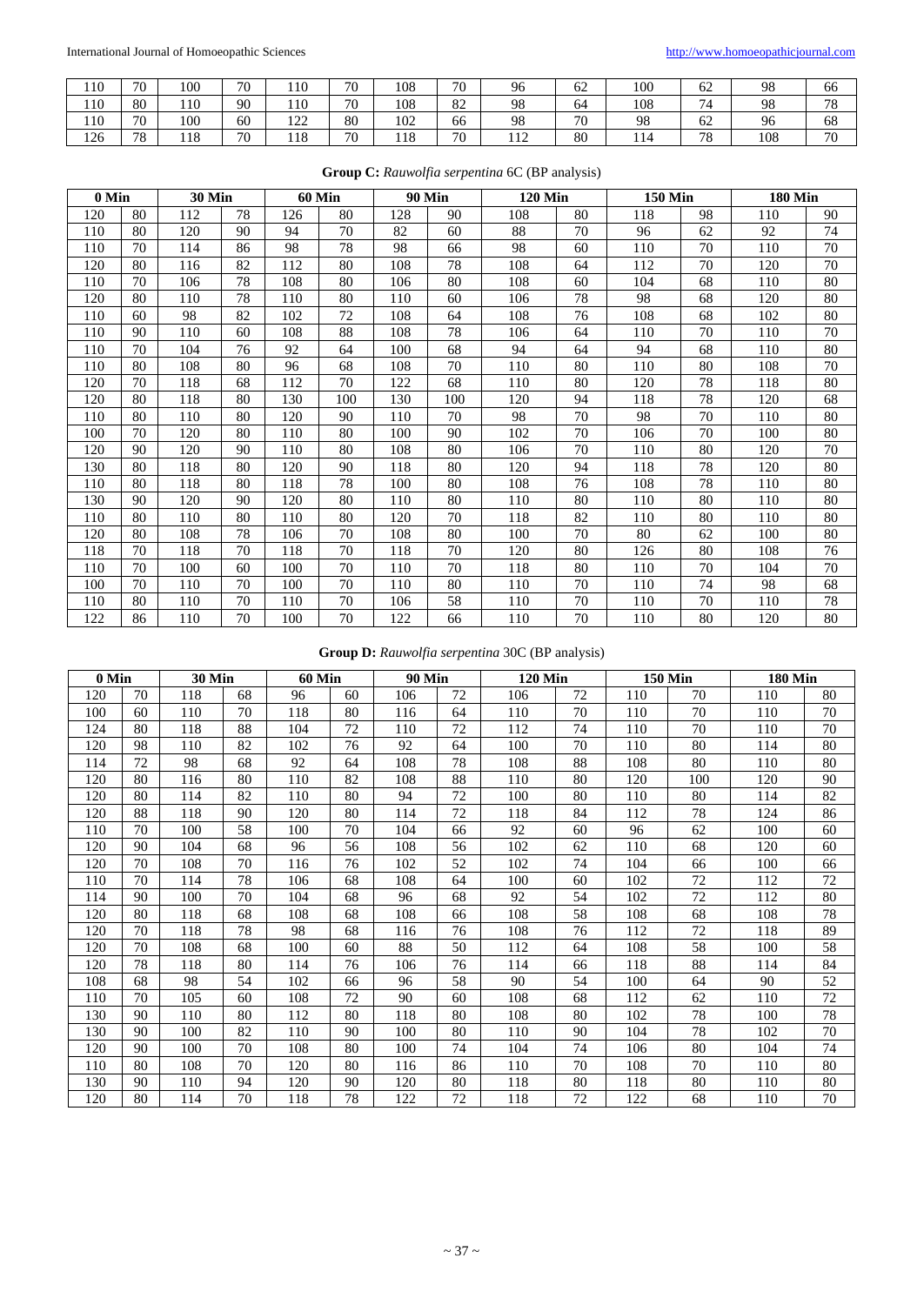| | | | | | | | | | | | | | |
|---|---|---|---|---|---|---|---|---|---|---|---|---|---|
| 110 | 70 | 100 | 70 | 110 | 70 | 108 | 70 | 96 | 62 | 100 | 62 | 98 | 66 |
| 110 | 80 | 110 | 90 | 110 | 70 | 108 | 82 | 98 | 64 | 108 | 74 | 98 | 78 |
| 110 | 70 | 100 | 60 | 122 | 80 | 102 | 66 | 98 | 70 | 98 | 62 | 96 | 68 |
| 126 | 78 | 118 | 70 | 118 | 70 | 118 | 70 | 112 | 80 | 114 | 78 | 108 | 70 |

**Group C:** *Rauwolfia serpentina* 6C (BP analysis)

| 0 Min | | 30 Min | | 60 Min | | 90 Min | | 120 Min | | 150 Min | | 180 Min | |
|---|---|---|---|---|---|---|---|---|---|---|---|---|---|
| 120 | 80 | 112 | 78 | 126 | 80 | 128 | 90 | 108 | 80 | 118 | 98 | 110 | 90 |
| 110 | 80 | 120 | 90 | 94 | 70 | 82 | 60 | 88 | 70 | 96 | 62 | 92 | 74 |
| 110 | 70 | 114 | 86 | 98 | 78 | 98 | 66 | 98 | 60 | 110 | 70 | 110 | 70 |
| 120 | 80 | 116 | 82 | 112 | 80 | 108 | 78 | 108 | 64 | 112 | 70 | 120 | 70 |
| 110 | 70 | 106 | 78 | 108 | 80 | 106 | 80 | 108 | 60 | 104 | 68 | 110 | 80 |
| 120 | 80 | 110 | 78 | 110 | 80 | 110 | 60 | 106 | 78 | 98 | 68 | 120 | 80 |
| 110 | 60 | 98 | 82 | 102 | 72 | 108 | 64 | 108 | 76 | 108 | 68 | 102 | 80 |
| 110 | 90 | 110 | 60 | 108 | 88 | 108 | 78 | 106 | 64 | 110 | 70 | 110 | 70 |
| 110 | 70 | 104 | 76 | 92 | 64 | 100 | 68 | 94 | 64 | 94 | 68 | 110 | 80 |
| 110 | 80 | 108 | 80 | 96 | 68 | 108 | 70 | 110 | 80 | 110 | 80 | 108 | 70 |
| 120 | 70 | 118 | 68 | 112 | 70 | 122 | 68 | 110 | 80 | 120 | 78 | 118 | 80 |
| 120 | 80 | 118 | 80 | 130 | 100 | 130 | 100 | 120 | 94 | 118 | 78 | 120 | 68 |
| 110 | 80 | 110 | 80 | 120 | 90 | 110 | 70 | 98 | 70 | 98 | 70 | 110 | 80 |
| 100 | 70 | 120 | 80 | 110 | 80 | 100 | 90 | 102 | 70 | 106 | 70 | 100 | 80 |
| 120 | 90 | 120 | 90 | 110 | 80 | 108 | 80 | 106 | 70 | 110 | 80 | 120 | 70 |
| 130 | 80 | 118 | 80 | 120 | 90 | 118 | 80 | 120 | 94 | 118 | 78 | 120 | 80 |
| 110 | 80 | 118 | 80 | 118 | 78 | 100 | 80 | 108 | 76 | 108 | 78 | 110 | 80 |
| 130 | 90 | 120 | 90 | 120 | 80 | 110 | 80 | 110 | 80 | 110 | 80 | 110 | 80 |
| 110 | 80 | 110 | 80 | 110 | 80 | 120 | 70 | 118 | 82 | 110 | 80 | 110 | 80 |
| 120 | 80 | 108 | 78 | 106 | 70 | 108 | 80 | 100 | 70 | 80 | 62 | 100 | 80 |
| 118 | 70 | 118 | 70 | 118 | 70 | 118 | 70 | 120 | 80 | 126 | 80 | 108 | 76 |
| 110 | 70 | 100 | 60 | 100 | 70 | 110 | 70 | 118 | 80 | 110 | 70 | 104 | 70 |
| 100 | 70 | 110 | 70 | 100 | 70 | 110 | 80 | 110 | 70 | 110 | 74 | 98 | 68 |
| 110 | 80 | 110 | 70 | 110 | 70 | 106 | 58 | 110 | 70 | 110 | 70 | 110 | 78 |
| 122 | 86 | 110 | 70 | 100 | 70 | 122 | 66 | 110 | 70 | 110 | 80 | 120 | 80 |

**Group D:** *Rauwolfia serpentina* 30C (BP analysis)

| 0 Min | | 30 Min | | 60 Min | | 90 Min | | 120 Min | | 150 Min | | 180 Min | |
|---|---|---|---|---|---|---|---|---|---|---|---|---|---|
| 120 | 70 | 118 | 68 | 96 | 60 | 106 | 72 | 106 | 72 | 110 | 70 | 110 | 80 |
| 100 | 60 | 110 | 70 | 118 | 80 | 116 | 64 | 110 | 70 | 110 | 70 | 110 | 70 |
| 124 | 80 | 118 | 88 | 104 | 72 | 110 | 72 | 112 | 74 | 110 | 70 | 110 | 70 |
| 120 | 98 | 110 | 82 | 102 | 76 | 92 | 64 | 100 | 70 | 110 | 80 | 114 | 80 |
| 114 | 72 | 98 | 68 | 92 | 64 | 108 | 78 | 108 | 88 | 108 | 80 | 110 | 80 |
| 120 | 80 | 116 | 80 | 110 | 82 | 108 | 88 | 110 | 80 | 120 | 100 | 120 | 90 |
| 120 | 80 | 114 | 82 | 110 | 80 | 94 | 72 | 100 | 80 | 110 | 80 | 114 | 82 |
| 120 | 88 | 118 | 90 | 120 | 80 | 114 | 72 | 118 | 84 | 112 | 78 | 124 | 86 |
| 110 | 70 | 100 | 58 | 100 | 70 | 104 | 66 | 92 | 60 | 96 | 62 | 100 | 60 |
| 120 | 90 | 104 | 68 | 96 | 56 | 108 | 56 | 102 | 62 | 110 | 68 | 120 | 60 |
| 120 | 70 | 108 | 70 | 116 | 76 | 102 | 52 | 102 | 74 | 104 | 66 | 100 | 66 |
| 110 | 70 | 114 | 78 | 106 | 68 | 108 | 64 | 100 | 60 | 102 | 72 | 112 | 72 |
| 114 | 90 | 100 | 70 | 104 | 68 | 96 | 68 | 92 | 54 | 102 | 72 | 112 | 80 |
| 120 | 80 | 118 | 68 | 108 | 68 | 108 | 66 | 108 | 58 | 108 | 68 | 108 | 78 |
| 120 | 70 | 118 | 78 | 98 | 68 | 116 | 76 | 108 | 76 | 112 | 72 | 118 | 89 |
| 120 | 70 | 108 | 68 | 100 | 60 | 88 | 50 | 112 | 64 | 108 | 58 | 100 | 58 |
| 120 | 78 | 118 | 80 | 114 | 76 | 106 | 76 | 114 | 66 | 118 | 88 | 114 | 84 |
| 108 | 68 | 98 | 54 | 102 | 66 | 96 | 58 | 90 | 54 | 100 | 64 | 90 | 52 |
| 110 | 70 | 105 | 60 | 108 | 72 | 90 | 60 | 108 | 68 | 112 | 62 | 110 | 72 |
| 130 | 90 | 110 | 80 | 112 | 80 | 118 | 80 | 108 | 80 | 102 | 78 | 100 | 78 |
| 130 | 90 | 100 | 82 | 110 | 90 | 100 | 80 | 110 | 90 | 104 | 78 | 102 | 70 |
| 120 | 90 | 100 | 70 | 108 | 80 | 100 | 74 | 104 | 74 | 106 | 80 | 104 | 74 |
| 110 | 80 | 108 | 70 | 120 | 80 | 116 | 86 | 110 | 70 | 108 | 70 | 110 | 80 |
| 130 | 90 | 110 | 94 | 120 | 90 | 120 | 80 | 118 | 80 | 118 | 80 | 110 | 80 |
| 120 | 80 | 114 | 70 | 118 | 78 | 122 | 72 | 118 | 72 | 122 | 68 | 110 | 70 |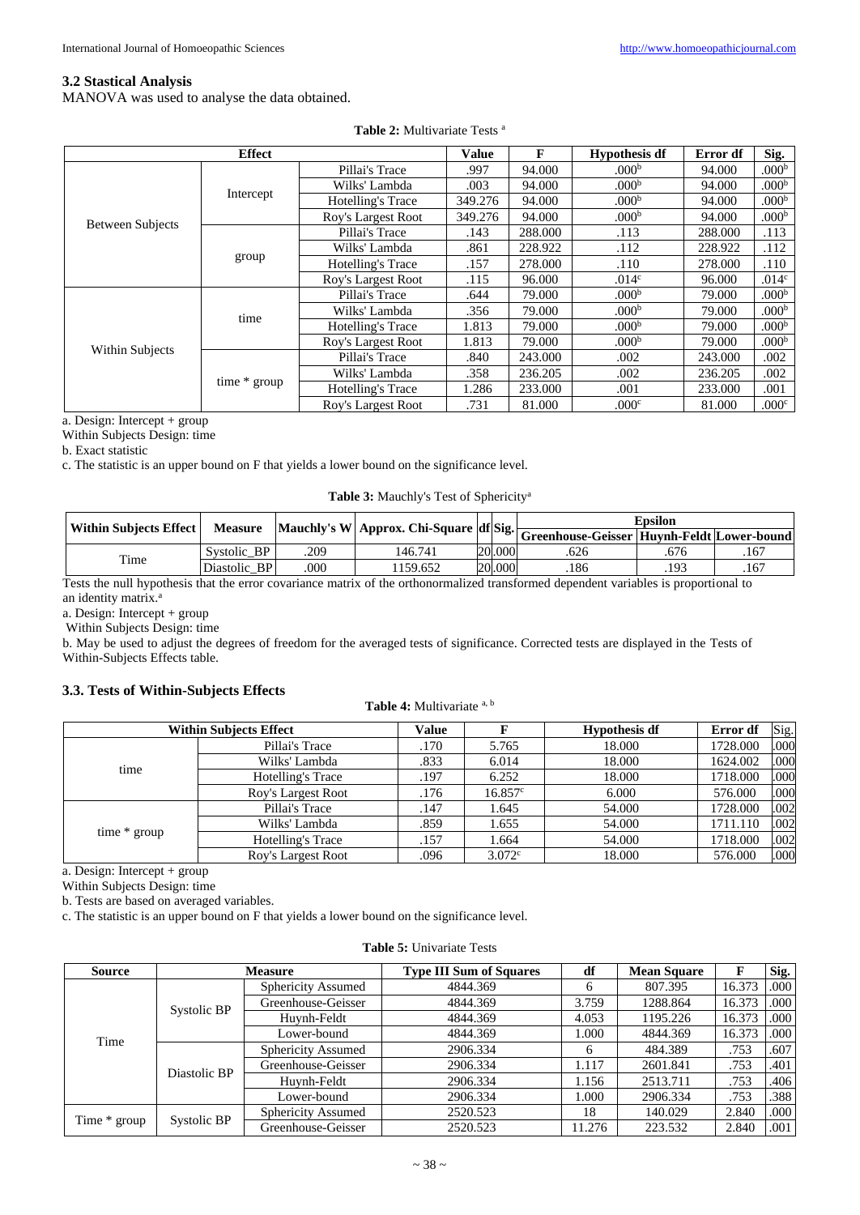### 3.2 Stastical Analysis

MANOVA was used to analyse the data obtained.

**Table 2:** Multivariate Tests [a]

| Effect | | | Value | F | Hypothesis df | Error df | Sig. |
|---|---|---|---|---|---|---|---|
| Between Subjects | Intercept | Pillai's Trace | .997 | 94.000 | .000[b] | 94.000 | .000[b] |
| | | Wilks' Lambda | .003 | 94.000 | .000[b] | 94.000 | .000[b] |
| | | Hotelling's Trace | 349.276 | 94.000 | .000[b] | 94.000 | .000[b] |
| | | Roy's Largest Root | 349.276 | 94.000 | .000[b] | 94.000 | .000[b] |
| | group | Pillai's Trace | .143 | 288.000 | .113 | 288.000 | .113 |
| | | Wilks' Lambda | .861 | 228.922 | .112 | 228.922 | .112 |
| | | Hotelling's Trace | .157 | 278.000 | .110 | 278.000 | .110 |
| | | Roy's Largest Root | .115 | 96.000 | .014[c] | 96.000 | .014[c] |
| Within Subjects | time | Pillai's Trace | .644 | 79.000 | .000[b] | 79.000 | .000[b] |
| | | Wilks' Lambda | .356 | 79.000 | .000[b] | 79.000 | .000[b] |
| | | Hotelling's Trace | 1.813 | 79.000 | .000[b] | 79.000 | .000[b] |
| | | Roy's Largest Root | 1.813 | 79.000 | .000[b] | 79.000 | .000[b] |
| | time * group | Pillai's Trace | .840 | 243.000 | .002 | 243.000 | .002 |
| | | Wilks' Lambda | .358 | 236.205 | .002 | 236.205 | .002 |
| | | Hotelling's Trace | 1.286 | 233.000 | .001 | 233.000 | .001 |
| | | Roy's Largest Root | .731 | 81.000 | .000[c] | 81.000 | .000[c] |

a. Design: Intercept + group

Within Subjects Design: time

b. Exact statistic

c. The statistic is an upper bound on F that yields a lower bound on the significance level.

**Table 3:** Mauchly's Test of Sphericity[a]

| Within Subjects Effect | Measure | Mauchly's W | Approx. Chi-Square | df | Sig. | Epsilon | | |
|---|---|---|---|---|---|---|---|---|
| | | | | | | Greenhouse-Geisser | Huynh-Feldt | Lower-bound |
| Time | Systolic_BP | .209 | 146.741 | 20 | .000 | .626 | .676 | .167 |
| | Diastolic_BP | .000 | 1159.652 | 20 | .000 | .186 | .193 | .167 |

Tests the null hypothesis that the error covariance matrix of the orthonormalized transformed dependent variables is proportional to an identity matrix.[a]

a. Design: Intercept + group

Within Subjects Design: time

b. May be used to adjust the degrees of freedom for the averaged tests of significance. Corrected tests are displayed in the Tests of Within-Subjects Effects table.

### 3.3. Tests of Within-Subjects Effects

**Table 4:** Multivariate [a, b]

| Within Subjects Effect | | Value | F | Hypothesis df | Error df | Sig. |
|---|---|---|---|---|---|---|
| time | Pillai's Trace | .170 | 5.765 | 18.000 | 1728.000 | .000 |
| | Wilks' Lambda | .833 | 6.014 | 18.000 | 1624.002 | .000 |
| | Hotelling's Trace | .197 | 6.252 | 18.000 | 1718.000 | .000 |
| | Roy's Largest Root | .176 | 16.857[c] | 6.000 | 576.000 | .000 |
| time * group | Pillai's Trace | .147 | 1.645 | 54.000 | 1728.000 | .002 |
| | Wilks' Lambda | .859 | 1.655 | 54.000 | 1711.110 | .002 |
| | Hotelling's Trace | .157 | 1.664 | 54.000 | 1718.000 | .002 |
| | Roy's Largest Root | .096 | 3.072[c] | 18.000 | 576.000 | .000 |

a. Design: Intercept + group

Within Subjects Design: time

b. Tests are based on averaged variables.

c. The statistic is an upper bound on F that yields a lower bound on the significance level.

**Table 5:** Univariate Tests

| Source | Measure | | Type III Sum of Squares | df | Mean Square | F | Sig. |
|---|---|---|---|---|---|---|---|
| Time | Systolic BP | Sphericity Assumed | 4844.369 | 6 | 807.395 | 16.373 | .000 |
| | | Greenhouse-Geisser | 4844.369 | 3.759 | 1288.864 | 16.373 | .000 |
| | | Huynh-Feldt | 4844.369 | 4.053 | 1195.226 | 16.373 | .000 |
| | | Lower-bound | 4844.369 | 1.000 | 4844.369 | 16.373 | .000 |
| | Diastolic BP | Sphericity Assumed | 2906.334 | 6 | 484.389 | .753 | .607 |
| | | Greenhouse-Geisser | 2906.334 | 1.117 | 2601.841 | .753 | .401 |
| | | Huynh-Feldt | 2906.334 | 1.156 | 2513.711 | .753 | .406 |
| | | Lower-bound | 2906.334 | 1.000 | 2906.334 | .753 | .388 |
| Time * group | Systolic BP | Sphericity Assumed | 2520.523 | 18 | 140.029 | 2.840 | .000 |
| | | Greenhouse-Geisser | 2520.523 | 11.276 | 223.532 | 2.840 | .001 |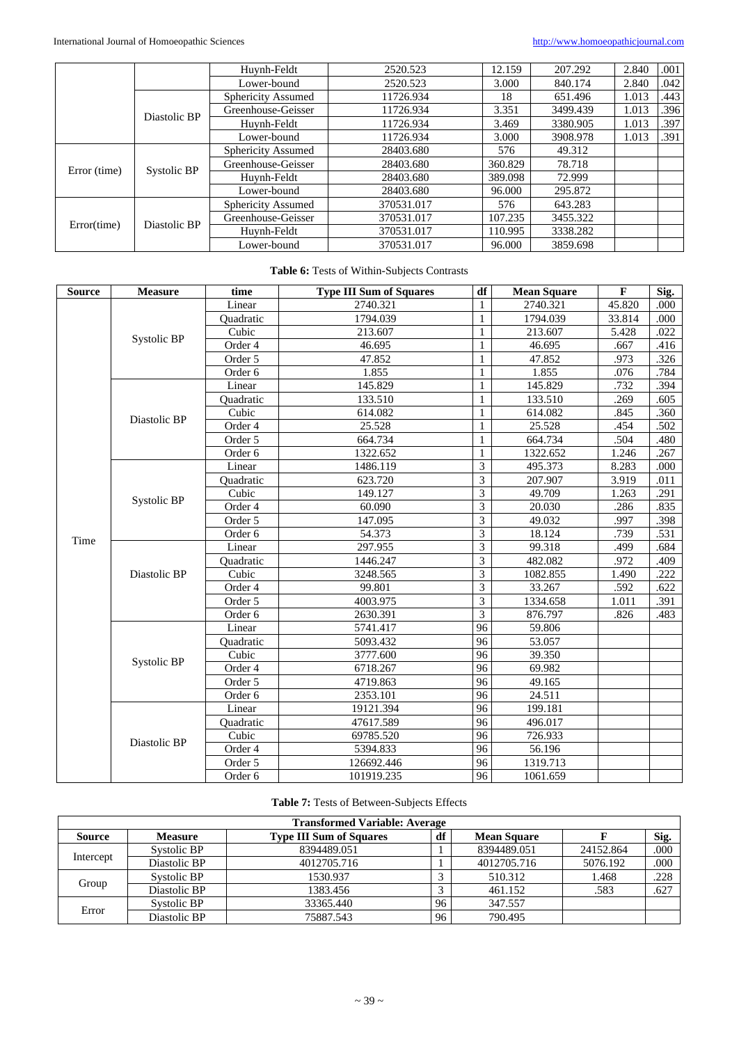| | | | | | | | |
|---|---|---|---|---|---|---|---|
| | | Huynh-Feldt | 2520.523 | 12.159 | 207.292 | 2.840 | .001 |
| | | Lower-bound | 2520.523 | 3.000 | 840.174 | 2.840 | .042 |
| | Diastolic BP | Sphericity Assumed | 11726.934 | 18 | 651.496 | 1.013 | .443 |
| | | Greenhouse-Geisser | 11726.934 | 3.351 | 3499.439 | 1.013 | .396 |
| | | Huynh-Feldt | 11726.934 | 3.469 | 3380.905 | 1.013 | .397 |
| | | Lower-bound | 11726.934 | 3.000 | 3908.978 | 1.013 | .391 |
| Error (time) | Systolic BP | Sphericity Assumed | 28403.680 | 576 | 49.312 | | |
| | | Greenhouse-Geisser | 28403.680 | 360.829 | 78.718 | | |
| | | Huynh-Feldt | 28403.680 | 389.098 | 72.999 | | |
| | | Lower-bound | 28403.680 | 96.000 | 295.872 | | |
| Error(time) | Diastolic BP | Sphericity Assumed | 370531.017 | 576 | 643.283 | | |
| | | Greenhouse-Geisser | 370531.017 | 107.235 | 3455.322 | | |
| | | Huynh-Feldt | 370531.017 | 110.995 | 3338.282 | | |
| | | Lower-bound | 370531.017 | 96.000 | 3859.698 | | |

**Table 6:** Tests of Within-Subjects Contrasts

| Source | Measure | time | Type III Sum of Squares | df | Mean Square | F | Sig. |
|---|---|---|---|---|---|---|---|
| Time | Systolic BP | Linear | 2740.321 | 1 | 2740.321 | 45.820 | .000 |
| | | Quadratic | 1794.039 | 1 | 1794.039 | 33.814 | .000 |
| | | Cubic | 213.607 | 1 | 213.607 | 5.428 | .022 |
| | | Order 4 | 46.695 | 1 | 46.695 | .667 | .416 |
| | | Order 5 | 47.852 | 1 | 47.852 | .973 | .326 |
| | | Order 6 | 1.855 | 1 | 1.855 | .076 | .784 |
| | Diastolic BP | Linear | 145.829 | 1 | 145.829 | .732 | .394 |
| | | Quadratic | 133.510 | 1 | 133.510 | .269 | .605 |
| | | Cubic | 614.082 | 1 | 614.082 | .845 | .360 |
| | | Order 4 | 25.528 | 1 | 25.528 | .454 | .502 |
| | | Order 5 | 664.734 | 1 | 664.734 | .504 | .480 |
| | | Order 6 | 1322.652 | 1 | 1322.652 | 1.246 | .267 |
| | Systolic BP | Linear | 1486.119 | 3 | 495.373 | 8.283 | .000 |
| | | Quadratic | 623.720 | 3 | 207.907 | 3.919 | .011 |
| | | Cubic | 149.127 | 3 | 49.709 | 1.263 | .291 |
| | | Order 4 | 60.090 | 3 | 20.030 | .286 | .835 |
| | | Order 5 | 147.095 | 3 | 49.032 | .997 | .398 |
| | | Order 6 | 54.373 | 3 | 18.124 | .739 | .531 |
| | Diastolic BP | Linear | 297.955 | 3 | 99.318 | .499 | .684 |
| | | Quadratic | 1446.247 | 3 | 482.082 | .972 | .409 |
| | | Cubic | 3248.565 | 3 | 1082.855 | 1.490 | .222 |
| | | Order 4 | 99.801 | 3 | 33.267 | .592 | .622 |
| | | Order 5 | 4003.975 | 3 | 1334.658 | 1.011 | .391 |
| | | Order 6 | 2630.391 | 3 | 876.797 | .826 | .483 |
| | Systolic BP | Linear | 5741.417 | 96 | 59.806 | | |
| | | Quadratic | 5093.432 | 96 | 53.057 | | |
| | | Cubic | 3777.600 | 96 | 39.350 | | |
| | | Order 4 | 6718.267 | 96 | 69.982 | | |
| | | Order 5 | 4719.863 | 96 | 49.165 | | |
| | | Order 6 | 2353.101 | 96 | 24.511 | | |
| | Diastolic BP | Linear | 19121.394 | 96 | 199.181 | | |
| | | Quadratic | 47617.589 | 96 | 496.017 | | |
| | | Cubic | 69785.520 | 96 | 726.933 | | |
| | | Order 4 | 5394.833 | 96 | 56.196 | | |
| | | Order 5 | 126692.446 | 96 | 1319.713 | | |
| | | Order 6 | 101919.235 | 96 | 1061.659 | | |

**Table 7:** Tests of Between-Subjects Effects

| Transformed Variable: Average | | | | | | |
|---|---|---|---|---|---|---|
| **Source** | **Measure** | **Type III Sum of Squares** | **df** | **Mean Square** | **F** | **Sig.** |
| Intercept | Systolic BP | 8394489.051 | 1 | 8394489.051 | 24152.864 | .000 |
| | Diastolic BP | 4012705.716 | 1 | 4012705.716 | 5076.192 | .000 |
| Group | Systolic BP | 1530.937 | 3 | 510.312 | 1.468 | .228 |
| | Diastolic BP | 1383.456 | 3 | 461.152 | .583 | .627 |
| Error | Systolic BP | 33365.440 | 96 | 347.557 | | |
| | Diastolic BP | 75887.543 | 96 | 790.495 | | |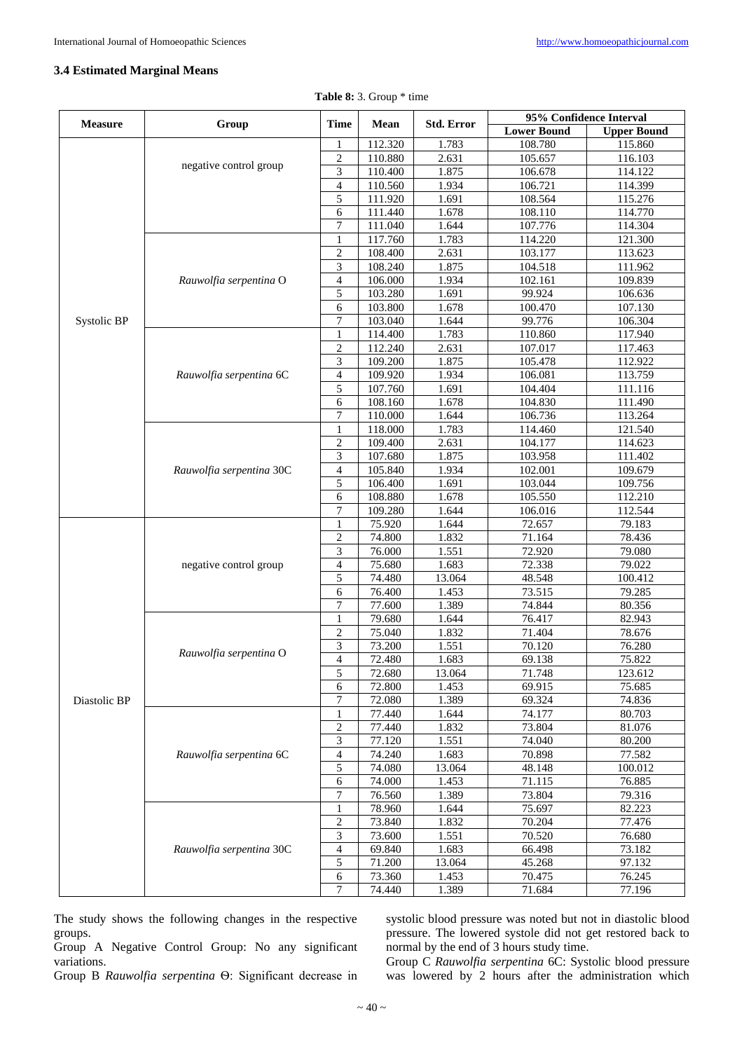### 3.4 Estimated Marginal Means

**Table 8:** 3. Group * time

| Measure | Group | Time | Mean | Std. Error | 95% Confidence Interval | |
|---|---|---|---|---|---|---|
| | | | | | Lower Bound | Upper Bound |
| Systolic BP | negative control group | 1 | 112.320 | 1.783 | 108.780 | 115.860 |
| | | 2 | 110.880 | 2.631 | 105.657 | 116.103 |
| | | 3 | 110.400 | 1.875 | 106.678 | 114.122 |
| | | 4 | 110.560 | 1.934 | 106.721 | 114.399 |
| | | 5 | 111.920 | 1.691 | 108.564 | 115.276 |
| | | 6 | 111.440 | 1.678 | 108.110 | 114.770 |
| | | 7 | 111.040 | 1.644 | 107.776 | 114.304 |
| | *Rauwolfia serpentina* O | 1 | 117.760 | 1.783 | 114.220 | 121.300 |
| | | 2 | 108.400 | 2.631 | 103.177 | 113.623 |
| | | 3 | 108.240 | 1.875 | 104.518 | 111.962 |
| | | 4 | 106.000 | 1.934 | 102.161 | 109.839 |
| | | 5 | 103.280 | 1.691 | 99.924 | 106.636 |
| | | 6 | 103.800 | 1.678 | 100.470 | 107.130 |
| | | 7 | 103.040 | 1.644 | 99.776 | 106.304 |
| | *Rauwolfia serpentina* 6C | 1 | 114.400 | 1.783 | 110.860 | 117.940 |
| | | 2 | 112.240 | 2.631 | 107.017 | 117.463 |
| | | 3 | 109.200 | 1.875 | 105.478 | 112.922 |
| | | 4 | 109.920 | 1.934 | 106.081 | 113.759 |
| | | 5 | 107.760 | 1.691 | 104.404 | 111.116 |
| | | 6 | 108.160 | 1.678 | 104.830 | 111.490 |
| | | 7 | 110.000 | 1.644 | 106.736 | 113.264 |
| | *Rauwolfia serpentina* 30C | 1 | 118.000 | 1.783 | 114.460 | 121.540 |
| | | 2 | 109.400 | 2.631 | 104.177 | 114.623 |
| | | 3 | 107.680 | 1.875 | 103.958 | 111.402 |
| | | 4 | 105.840 | 1.934 | 102.001 | 109.679 |
| | | 5 | 106.400 | 1.691 | 103.044 | 109.756 |
| | | 6 | 108.880 | 1.678 | 105.550 | 112.210 |
| | | 7 | 109.280 | 1.644 | 106.016 | 112.544 |
| Diastolic BP | negative control group | 1 | 75.920 | 1.644 | 72.657 | 79.183 |
| | | 2 | 74.800 | 1.832 | 71.164 | 78.436 |
| | | 3 | 76.000 | 1.551 | 72.920 | 79.080 |
| | | 4 | 75.680 | 1.683 | 72.338 | 79.022 |
| | | 5 | 74.480 | 13.064 | 48.548 | 100.412 |
| | | 6 | 76.400 | 1.453 | 73.515 | 79.285 |
| | | 7 | 77.600 | 1.389 | 74.844 | 80.356 |
| | *Rauwolfia serpentina* O | 1 | 79.680 | 1.644 | 76.417 | 82.943 |
| | | 2 | 75.040 | 1.832 | 71.404 | 78.676 |
| | | 3 | 73.200 | 1.551 | 70.120 | 76.280 |
| | | 4 | 72.480 | 1.683 | 69.138 | 75.822 |
| | | 5 | 72.680 | 13.064 | 71.748 | 123.612 |
| | | 6 | 72.800 | 1.453 | 69.915 | 75.685 |
| | | 7 | 72.080 | 1.389 | 69.324 | 74.836 |
| | *Rauwolfia serpentina* 6C | 1 | 77.440 | 1.644 | 74.177 | 80.703 |
| | | 2 | 77.440 | 1.832 | 73.804 | 81.076 |
| | | 3 | 77.120 | 1.551 | 74.040 | 80.200 |
| | | 4 | 74.240 | 1.683 | 70.898 | 77.582 |
| | | 5 | 74.080 | 13.064 | 48.148 | 100.012 |
| | | 6 | 74.000 | 1.453 | 71.115 | 76.885 |
| | | 7 | 76.560 | 1.389 | 73.804 | 79.316 |
| | *Rauwolfia serpentina* 30C | 1 | 78.960 | 1.644 | 75.697 | 82.223 |
| | | 2 | 73.840 | 1.832 | 70.204 | 77.476 |
| | | 3 | 73.600 | 1.551 | 70.520 | 76.680 |
| | | 4 | 69.840 | 1.683 | 66.498 | 73.182 |
| | | 5 | 71.200 | 13.064 | 45.268 | 97.132 |
| | | 6 | 73.360 | 1.453 | 70.475 | 76.245 |
| | | 7 | 74.440 | 1.389 | 71.684 | 77.196 |

The study shows the following changes in the respective groups.

Group A Negative Control Group: No any significant variations.

Group B *Rauwolfia serpentina* ϴ: Significant decrease in systolic blood pressure was noted but not in diastolic blood pressure. The lowered systole did not get restored back to normal by the end of 3 hours study time.

Group C *Rauwolfia serpentina* 6C: Systolic blood pressure was lowered by 2 hours after the administration which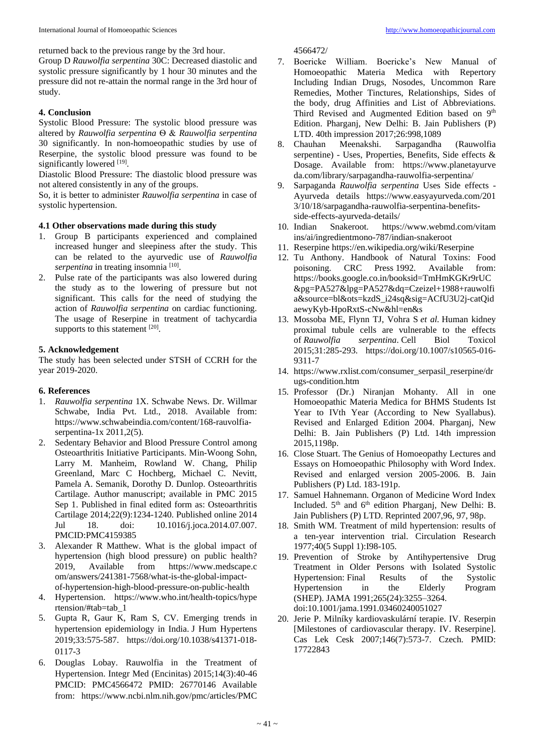returned back to the previous range by the 3rd hour.

Group D *Rauwolfia serpentina* 30C: Decreased diastolic and systolic pressure significantly by 1 hour 30 minutes and the pressure did not re-attain the normal range in the 3rd hour of study.

## 4. Conclusion

Systolic Blood Pressure: The systolic blood pressure was altered by *Rauwolfia serpentina* ϴ & *Rauwolfia serpentina* 30 significantly. In non-homoeopathic studies by use of Reserpine, the systolic blood pressure was found to be significantly lowered [19].

Diastolic Blood Pressure: The diastolic blood pressure was not altered consistently in any of the groups.

So, it is better to administer *Rauwolfia serpentina* in case of systolic hypertension.

### 4.1 Other observations made during this study

1. Group B participants experienced and complained increased hunger and sleepiness after the study. This can be related to the ayurvedic use of *Rauwolfia serpentina* in treating insomnia [10].
2. Pulse rate of the participants was also lowered during the study as to the lowering of pressure but not significant. This calls for the need of studying the action of *Rauwolfia serpentina* on cardiac functioning. The usage of Reserpine in treatment of tachycardia supports to this statement [20].

## 5. Acknowledgement

The study has been selected under STSH of CCRH for the year 2019-2020.

## 6. References

1. *Rauwolfia serpentina* 1X. Schwabe News. Dr. Willmar Schwabe, India Pvt. Ltd., 2018. Available from: https://www.schwabeindia.com/content/168-rauvolfia-serpentina-1x 2011,2(5).
2. Sedentary Behavior and Blood Pressure Control among Osteoarthritis Initiative Participants. Min-Woong Sohn, Larry M. Manheim, Rowland W. Chang, Philip Greenland, Marc C Hochberg, Michael C. Nevitt, Pamela A. Semanik, Dorothy D. Dunlop. Osteoarthritis Cartilage. Author manuscript; available in PMC 2015 Sep 1. Published in final edited form as: Osteoarthritis Cartilage 2014;22(9):1234-1240. Published online 2014 Jul 18. doi: 10.1016/j.joca.2014.07.007. PMCID:PMC4159385
3. Alexander R Matthew. What is the global impact of hypertension (high blood pressure) on public health? 2019, Available from https://www.medscape.com/answers/241381-7568/what-is-the-global-impact-of-hypertension-high-blood-pressure-on-public-health
4. Hypertension. https://www.who.int/health-topics/hypertension/#tab=tab_1
5. Gupta R, Gaur K, Ram S, CV. Emerging trends in hypertension epidemiology in India. J Hum Hypertens 2019;33:575-587. https://doi.org/10.1038/s41371-018-0117-3
6. Douglas Lobay. Rauwolfia in the Treatment of Hypertension. Integr Med (Encinitas) 2015;14(3):40-46 PMCID: PMC4566472 PMID: 26770146 Available from: https://www.ncbi.nlm.nih.gov/pmc/articles/PMC4566472/
7. Boericke William. Boericke's New Manual of Homoeopathic Materia Medica with Repertory Including Indian Drugs, Nosodes, Uncommon Rare Remedies, Mother Tinctures, Relationships, Sides of the body, drug Affinities and List of Abbreviations. Third Revised and Augmented Edition based on 9th Edition. Pharganj, New Delhi: B. Jain Publishers (P) LTD. 40th impression 2017;26:998,1089
8. Chauhan Meenakshi. Sarpagandha (Rauwolfia serpentine) - Uses, Properties, Benefits, Side effects & Dosage. Available from: https://www.planetayurveda.com/library/sarpagandha-rauwolfia-serpentina/
9. Sarpaganda *Rauwolfia serpentina* Uses Side effects - Ayurveda details https://www.easyayurveda.com/2013/10/18/sarpagandha-rauwolfia-serpentina-benefits-side-effects-ayurveda-details/
10. Indian Snakeroot. https://www.webmd.com/vitamins/ai/ingredientmono-787/indian-snakeroot
11. Reserpine https://en.wikipedia.org/wiki/Reserpine
12. Tu Anthony. Handbook of Natural Toxins: Food poisoning. CRC Press 1992. Available from: https://books.google.co.in/booksid=TmHmKGKr9rUC&pg=PA527&lpg=PA527&dq=Czeizel+1988+rauwolfia&source=bl&ots=kzdS_i24sq&sig=ACfU3U2j-catQidaewyKyb-HpoRxtS-cNw&hl=en&s
13. Mossoba ME, Flynn TJ, Vohra S *et al.* Human kidney proximal tubule cells are vulnerable to the effects of *Rauwolfia serpentina*. Cell Biol Toxicol 2015;31:285-293. https://doi.org/10.1007/s10565-016-9311-7
14. https://www.rxlist.com/consumer_serpasil_reserpine/drugs-condition.htm
15. Professor (Dr.) Niranjan Mohanty. All in one Homoeopathic Materia Medica for BHMS Students Ist Year to IVth Year (According to New Syallabus). Revised and Enlarged Edition 2004. Pharganj, New Delhi: B. Jain Publishers (P) Ltd. 14th impression 2015,1198p.
16. Close Stuart. The Genius of Homoeopathy Lectures and Essays on Homoeopathic Philosophy with Word Index. Revised and enlarged version 2005-2006. B. Jain Publishers (P) Ltd. 183-191p.
17. Samuel Hahnemann. Organon of Medicine Word Index Included. 5th and 6th edition Pharganj, New Delhi: B. Jain Publishers (P) LTD. Reprinted 2007,96, 97, 98p.
18. Smith WM. Treatment of mild hypertension: results of a ten-year intervention trial. Circulation Research 1977;40(5 Suppl 1):I98-105.
19. Prevention of Stroke by Antihypertensive Drug Treatment in Older Persons with Isolated Systolic Hypertension: Final Results of the Systolic Hypertension in the Elderly Program (SHEP). JAMA 1991;265(24):3255–3264. doi:10.1001/jama.1991.03460240051027
20. Jerie P. Milníky kardiovaskulární terapie. IV. Reserpin [Milestones of cardiovascular therapy. IV. Reserpine]. Cas Lek Cesk 2007;146(7):573-7. Czech. PMID: 17722843